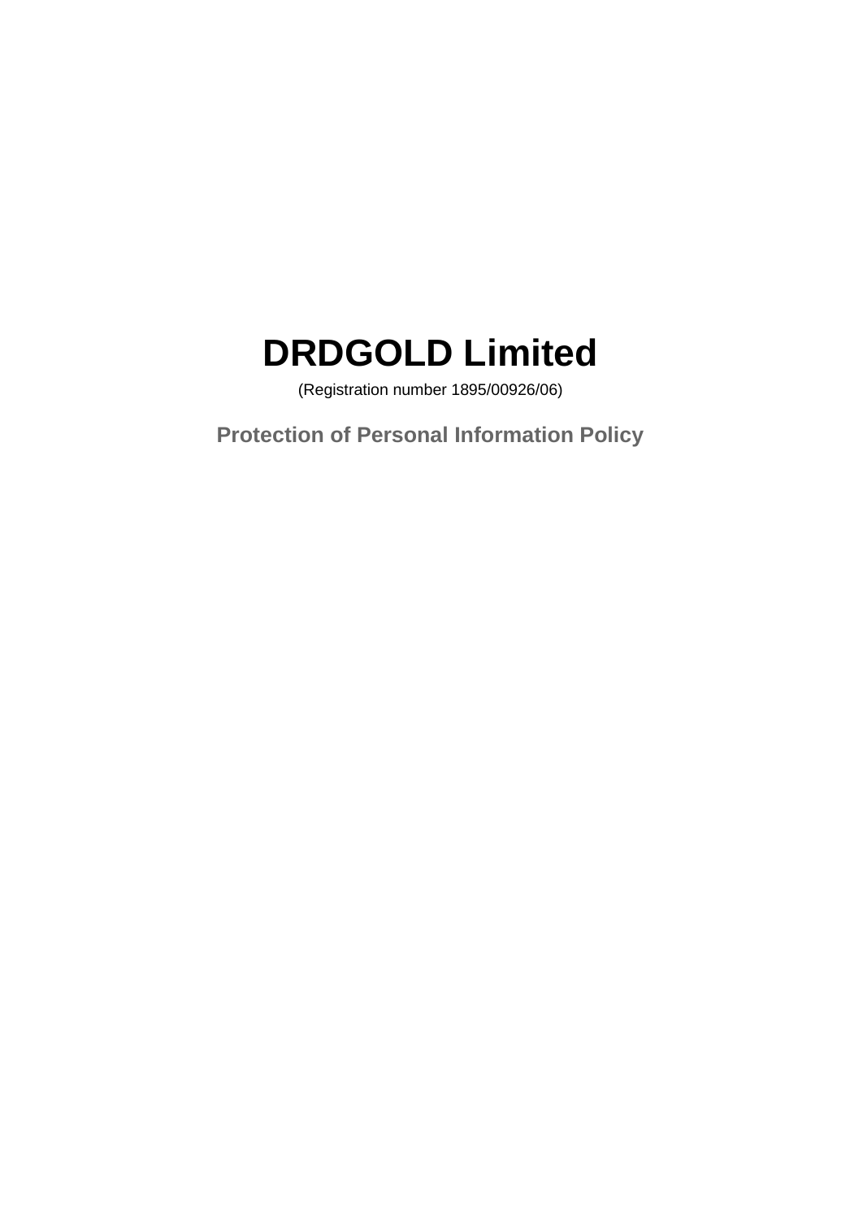# DRDGOLD Limited

(Registration number 1895/00926/06)

## Protection of Personal Information Policy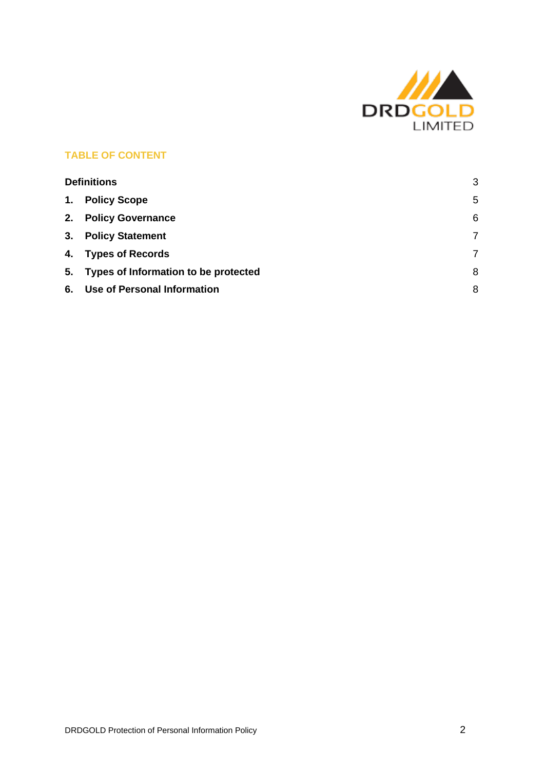## TABLE OF CONTENT

| | |
|---|---|
| **Definitions** | 3 |
| **1. Policy Scope** | 5 |
| **2. Policy Governance** | 6 |
| **3. Policy Statement** | 7 |
| **4. Types of Records** | 7 |
| **5. Types of Information to be protected** | 8 |
| **6. Use of Personal Information** | 8 |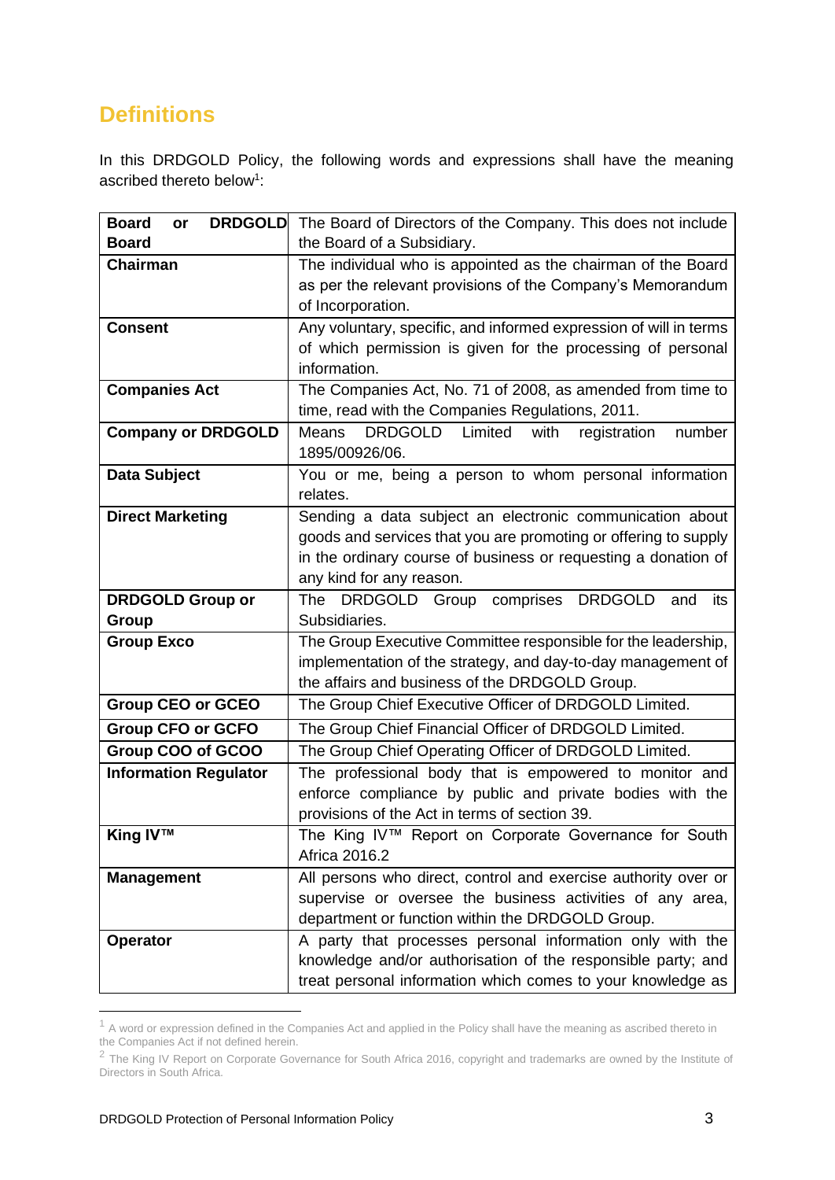## Definitions

In this DRDGOLD Policy, the following words and expressions shall have the meaning ascribed thereto below[1]:

| | |
|---|---|
| **Board or DRDGOLD Board** | The Board of Directors of the Company. This does not include the Board of a Subsidiary. |
| **Chairman** | The individual who is appointed as the chairman of the Board as per the relevant provisions of the Company's Memorandum of Incorporation. |
| **Consent** | Any voluntary, specific, and informed expression of will in terms of which permission is given for the processing of personal information. |
| **Companies Act** | The Companies Act, No. 71 of 2008, as amended from time to time, read with the Companies Regulations, 2011. |
| **Company or DRDGOLD** | Means DRDGOLD Limited with registration number 1895/00926/06. |
| **Data Subject** | You or me, being a person to whom personal information relates. |
| **Direct Marketing** | Sending a data subject an electronic communication about goods and services that you are promoting or offering to supply in the ordinary course of business or requesting a donation of any kind for any reason. |
| **DRDGOLD Group or Group** | The DRDGOLD Group comprises DRDGOLD and its Subsidiaries. |
| **Group Exco** | The Group Executive Committee responsible for the leadership, implementation of the strategy, and day-to-day management of the affairs and business of the DRDGOLD Group. |
| **Group CEO or GCEO** | The Group Chief Executive Officer of DRDGOLD Limited. |
| **Group CFO or GCFO** | The Group Chief Financial Officer of DRDGOLD Limited. |
| **Group COO of GCOO** | The Group Chief Operating Officer of DRDGOLD Limited. |
| **Information Regulator** | The professional body that is empowered to monitor and enforce compliance by public and private bodies with the provisions of the Act in terms of section 39. |
| **King IV™** | The King IV™ Report on Corporate Governance for South Africa 2016.[2] |
| **Management** | All persons who direct, control and exercise authority over or supervise or oversee the business activities of any area, department or function within the DRDGOLD Group. |
| **Operator** | A party that processes personal information only with the knowledge and/or authorisation of the responsible party; and treat personal information which comes to your knowledge as |

[1] A word or expression defined in the Companies Act and applied in the Policy shall have the meaning as ascribed thereto in the Companies Act if not defined herein.

[2] The King IV Report on Corporate Governance for South Africa 2016, copyright and trademarks are owned by the Institute of Directors in South Africa.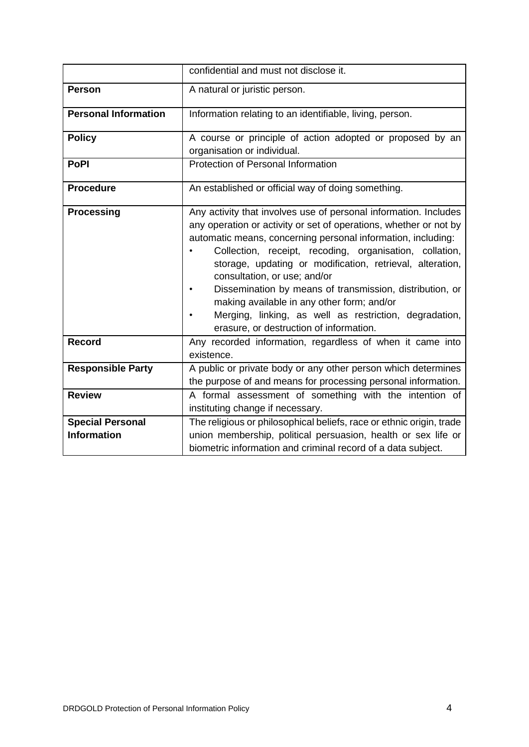| | |
|---|---|
| | confidential and must not disclose it. |
| **Person** | A natural or juristic person. |
| **Personal Information** | Information relating to an identifiable, living, person. |
| **Policy** | A course or principle of action adopted or proposed by an organisation or individual. |
| **PoPI** | Protection of Personal Information |
| **Procedure** | An established or official way of doing something. |
| **Processing** | Any activity that involves use of personal information. Includes any operation or activity or set of operations, whether or not by automatic means, concerning personal information, including:<br>• Collection, receipt, recoding, organisation, collation, storage, updating or modification, retrieval, alteration, consultation, or use; and/or<br>• Dissemination by means of transmission, distribution, or making available in any other form; and/or<br>• Merging, linking, as well as restriction, degradation, erasure, or destruction of information. |
| **Record** | Any recorded information, regardless of when it came into existence. |
| **Responsible Party** | A public or private body or any other person which determines the purpose of and means for processing personal information. |
| **Review** | A formal assessment of something with the intention of instituting change if necessary. |
| **Special Personal Information** | The religious or philosophical beliefs, race or ethnic origin, trade union membership, political persuasion, health or sex life or biometric information and criminal record of a data subject. |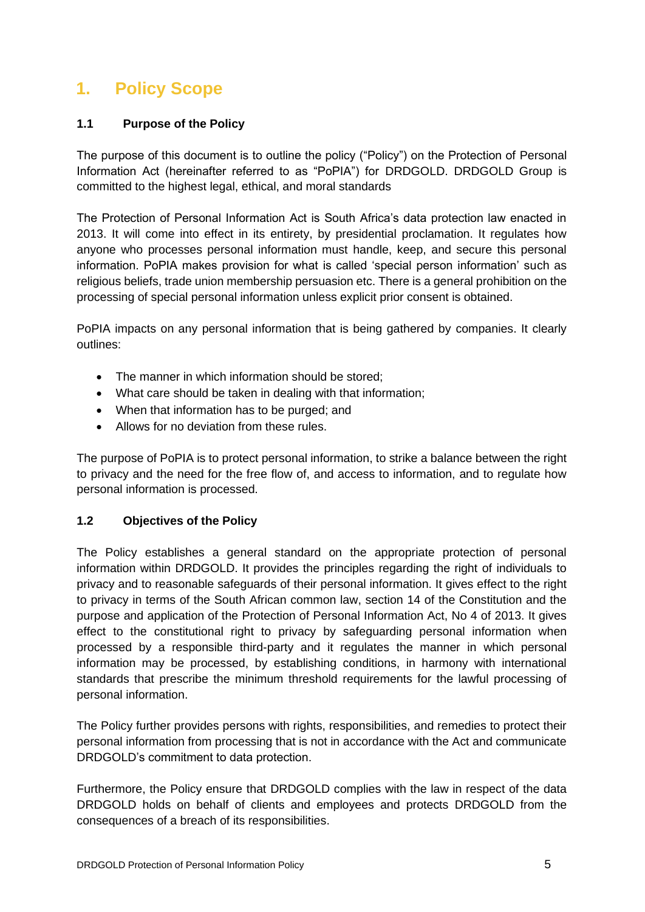# 1. Policy Scope

### 1.1 Purpose of the Policy

The purpose of this document is to outline the policy ("Policy") on the Protection of Personal Information Act (hereinafter referred to as "PoPIA") for DRDGOLD. DRDGOLD Group is committed to the highest legal, ethical, and moral standards

The Protection of Personal Information Act is South Africa's data protection law enacted in 2013. It will come into effect in its entirety, by presidential proclamation. It regulates how anyone who processes personal information must handle, keep, and secure this personal information. PoPIA makes provision for what is called 'special person information' such as religious beliefs, trade union membership persuasion etc. There is a general prohibition on the processing of special personal information unless explicit prior consent is obtained.

PoPIA impacts on any personal information that is being gathered by companies. It clearly outlines:

- The manner in which information should be stored;
- What care should be taken in dealing with that information;
- When that information has to be purged; and
- Allows for no deviation from these rules.

The purpose of PoPIA is to protect personal information, to strike a balance between the right to privacy and the need for the free flow of, and access to information, and to regulate how personal information is processed.

### 1.2 Objectives of the Policy

The Policy establishes a general standard on the appropriate protection of personal information within DRDGOLD. It provides the principles regarding the right of individuals to privacy and to reasonable safeguards of their personal information. It gives effect to the right to privacy in terms of the South African common law, section 14 of the Constitution and the purpose and application of the Protection of Personal Information Act, No 4 of 2013. It gives effect to the constitutional right to privacy by safeguarding personal information when processed by a responsible third-party and it regulates the manner in which personal information may be processed, by establishing conditions, in harmony with international standards that prescribe the minimum threshold requirements for the lawful processing of personal information.

The Policy further provides persons with rights, responsibilities, and remedies to protect their personal information from processing that is not in accordance with the Act and communicate DRDGOLD's commitment to data protection.

Furthermore, the Policy ensure that DRDGOLD complies with the law in respect of the data DRDGOLD holds on behalf of clients and employees and protects DRDGOLD from the consequences of a breach of its responsibilities.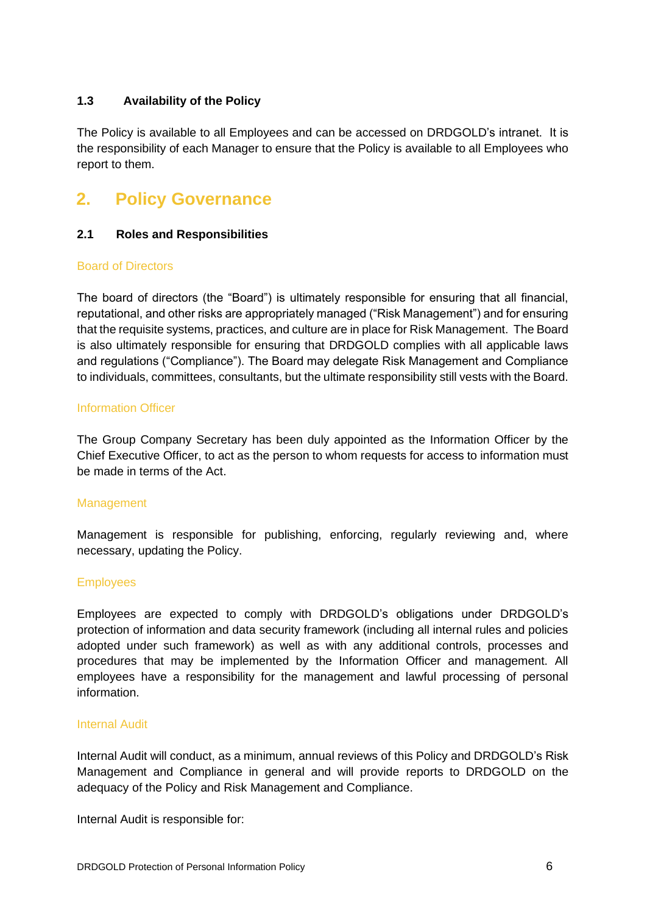### 1.3 Availability of the Policy

The Policy is available to all Employees and can be accessed on DRDGOLD's intranet. It is the responsibility of each Manager to ensure that the Policy is available to all Employees who report to them.

## 2. Policy Governance

### 2.1 Roles and Responsibilities

#### Board of Directors

The board of directors (the "Board") is ultimately responsible for ensuring that all financial, reputational, and other risks are appropriately managed ("Risk Management") and for ensuring that the requisite systems, practices, and culture are in place for Risk Management. The Board is also ultimately responsible for ensuring that DRDGOLD complies with all applicable laws and regulations ("Compliance"). The Board may delegate Risk Management and Compliance to individuals, committees, consultants, but the ultimate responsibility still vests with the Board.

#### Information Officer

The Group Company Secretary has been duly appointed as the Information Officer by the Chief Executive Officer, to act as the person to whom requests for access to information must be made in terms of the Act.

#### Management

Management is responsible for publishing, enforcing, regularly reviewing and, where necessary, updating the Policy.

#### Employees

Employees are expected to comply with DRDGOLD's obligations under DRDGOLD's protection of information and data security framework (including all internal rules and policies adopted under such framework) as well as with any additional controls, processes and procedures that may be implemented by the Information Officer and management. All employees have a responsibility for the management and lawful processing of personal information.

#### Internal Audit

Internal Audit will conduct, as a minimum, annual reviews of this Policy and DRDGOLD's Risk Management and Compliance in general and will provide reports to DRDGOLD on the adequacy of the Policy and Risk Management and Compliance.

Internal Audit is responsible for: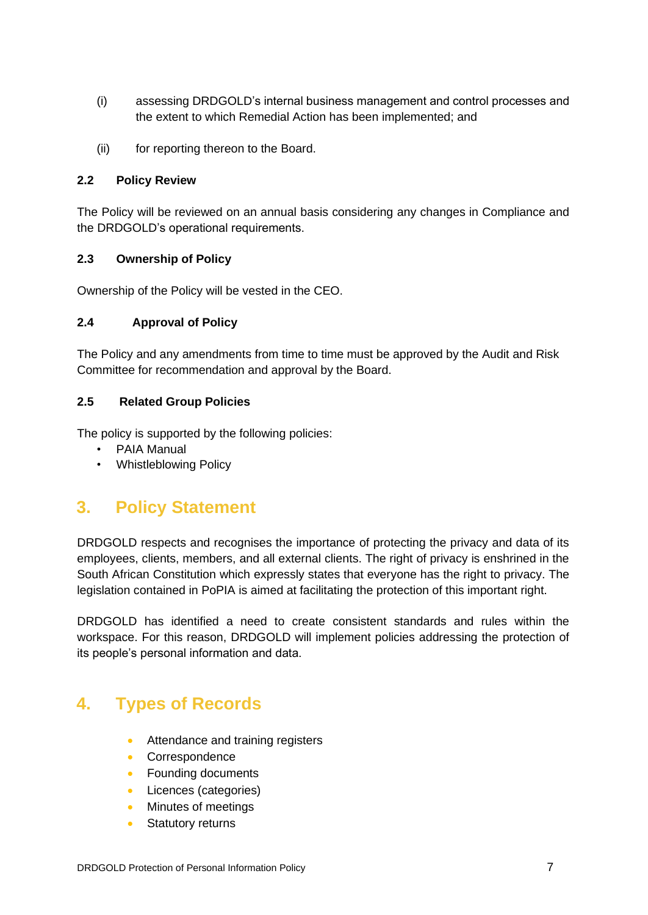(i) assessing DRDGOLD's internal business management and control processes and the extent to which Remedial Action has been implemented; and

(ii) for reporting thereon to the Board.

### 2.2 Policy Review

The Policy will be reviewed on an annual basis considering any changes in Compliance and the DRDGOLD's operational requirements.

### 2.3 Ownership of Policy

Ownership of the Policy will be vested in the CEO.

### 2.4 Approval of Policy

The Policy and any amendments from time to time must be approved by the Audit and Risk Committee for recommendation and approval by the Board.

### 2.5 Related Group Policies

The policy is supported by the following policies:

- PAIA Manual
- Whistleblowing Policy

## 3. Policy Statement

DRDGOLD respects and recognises the importance of protecting the privacy and data of its employees, clients, members, and all external clients. The right of privacy is enshrined in the South African Constitution which expressly states that everyone has the right to privacy. The legislation contained in PoPIA is aimed at facilitating the protection of this important right.

DRDGOLD has identified a need to create consistent standards and rules within the workspace. For this reason, DRDGOLD will implement policies addressing the protection of its people's personal information and data.

## 4. Types of Records

- Attendance and training registers
- Correspondence
- Founding documents
- Licences (categories)
- Minutes of meetings
- Statutory returns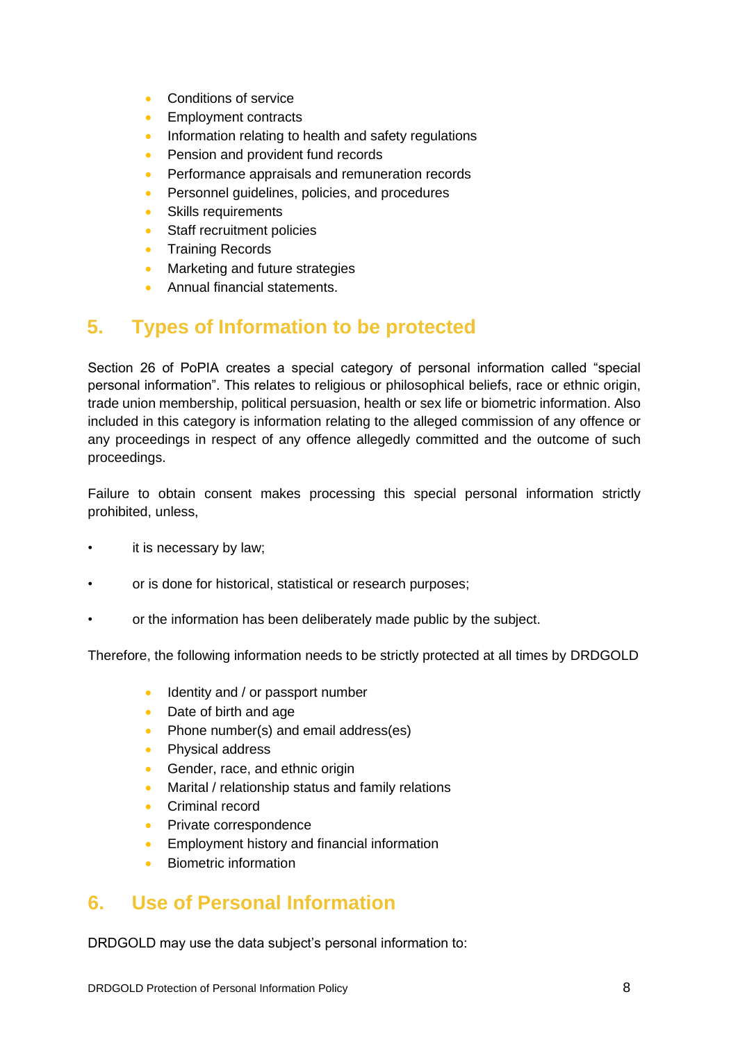- Conditions of service
- Employment contracts
- Information relating to health and safety regulations
- Pension and provident fund records
- Performance appraisals and remuneration records
- Personnel guidelines, policies, and procedures
- Skills requirements
- Staff recruitment policies
- Training Records
- Marketing and future strategies
- Annual financial statements.

## 5. Types of Information to be protected

Section 26 of PoPIA creates a special category of personal information called "special personal information". This relates to religious or philosophical beliefs, race or ethnic origin, trade union membership, political persuasion, health or sex life or biometric information. Also included in this category is information relating to the alleged commission of any offence or any proceedings in respect of any offence allegedly committed and the outcome of such proceedings.

Failure to obtain consent makes processing this special personal information strictly prohibited, unless,

- it is necessary by law;
- or is done for historical, statistical or research purposes;
- or the information has been deliberately made public by the subject.

Therefore, the following information needs to be strictly protected at all times by DRDGOLD

- Identity and / or passport number
- Date of birth and age
- Phone number(s) and email address(es)
- Physical address
- Gender, race, and ethnic origin
- Marital / relationship status and family relations
- Criminal record
- Private correspondence
- Employment history and financial information
- Biometric information

## 6. Use of Personal Information

DRDGOLD may use the data subject's personal information to: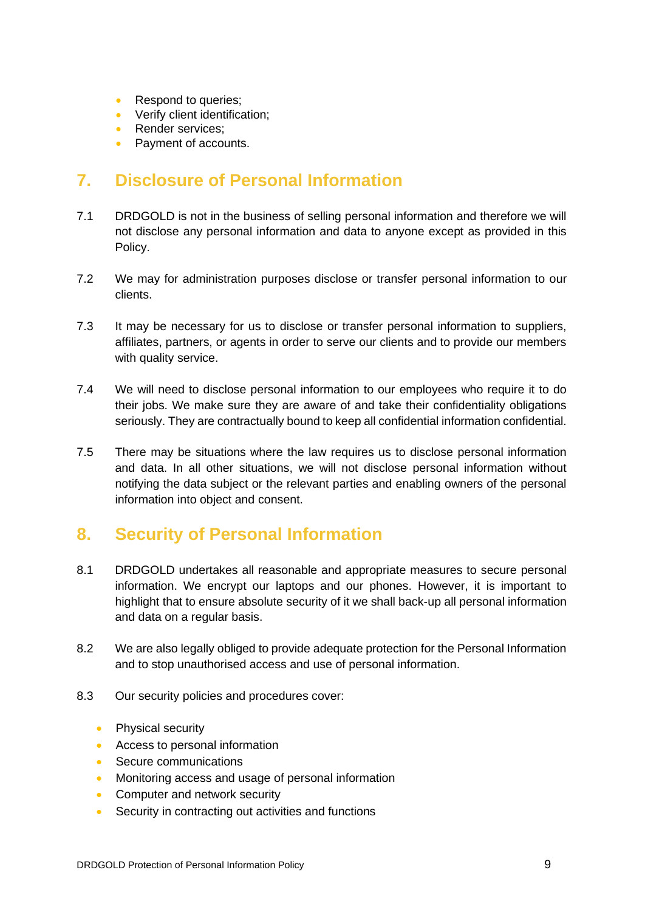- Respond to queries;
- Verify client identification;
- Render services;
- Payment of accounts.

## 7. Disclosure of Personal Information

7.1 DRDGOLD is not in the business of selling personal information and therefore we will not disclose any personal information and data to anyone except as provided in this Policy.

7.2 We may for administration purposes disclose or transfer personal information to our clients.

7.3 It may be necessary for us to disclose or transfer personal information to suppliers, affiliates, partners, or agents in order to serve our clients and to provide our members with quality service.

7.4 We will need to disclose personal information to our employees who require it to do their jobs. We make sure they are aware of and take their confidentiality obligations seriously. They are contractually bound to keep all confidential information confidential.

7.5 There may be situations where the law requires us to disclose personal information and data. In all other situations, we will not disclose personal information without notifying the data subject or the relevant parties and enabling owners of the personal information into object and consent.

## 8. Security of Personal Information

8.1 DRDGOLD undertakes all reasonable and appropriate measures to secure personal information. We encrypt our laptops and our phones. However, it is important to highlight that to ensure absolute security of it we shall back-up all personal information and data on a regular basis.

8.2 We are also legally obliged to provide adequate protection for the Personal Information and to stop unauthorised access and use of personal information.

8.3 Our security policies and procedures cover:

- Physical security
- Access to personal information
- Secure communications
- Monitoring access and usage of personal information
- Computer and network security
- Security in contracting out activities and functions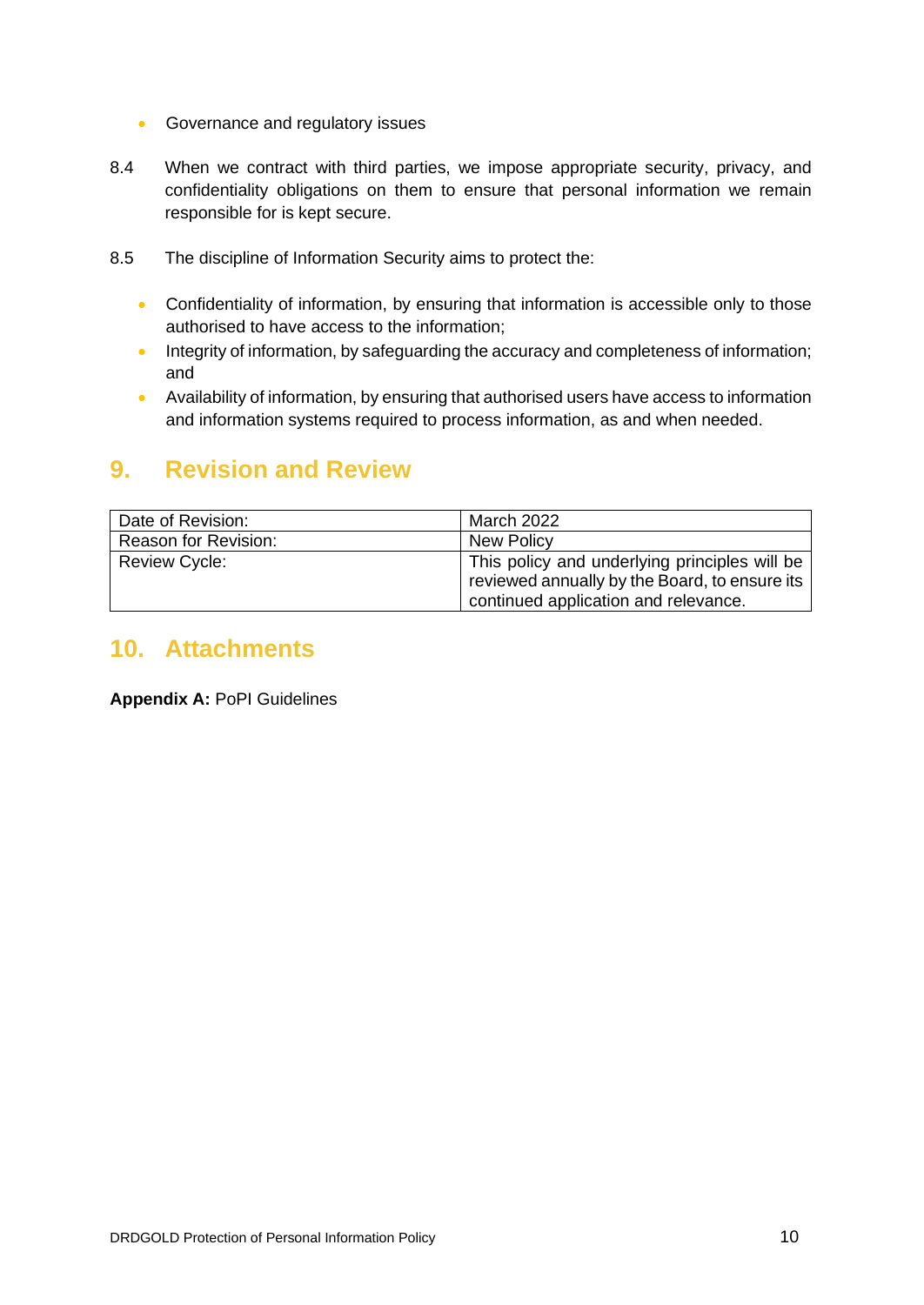- Governance and regulatory issues

8.4 When we contract with third parties, we impose appropriate security, privacy, and confidentiality obligations on them to ensure that personal information we remain responsible for is kept secure.

8.5 The discipline of Information Security aims to protect the:

- Confidentiality of information, by ensuring that information is accessible only to those authorised to have access to the information;
- Integrity of information, by safeguarding the accuracy and completeness of information; and
- Availability of information, by ensuring that authorised users have access to information and information systems required to process information, as and when needed.

## 9. Revision and Review

| Date of Revision: | March 2022 |
|---|---|
| Reason for Revision: | New Policy |
| Review Cycle: | This policy and underlying principles will be reviewed annually by the Board, to ensure its continued application and relevance. |

## 10. Attachments

**Appendix A:** PoPI Guidelines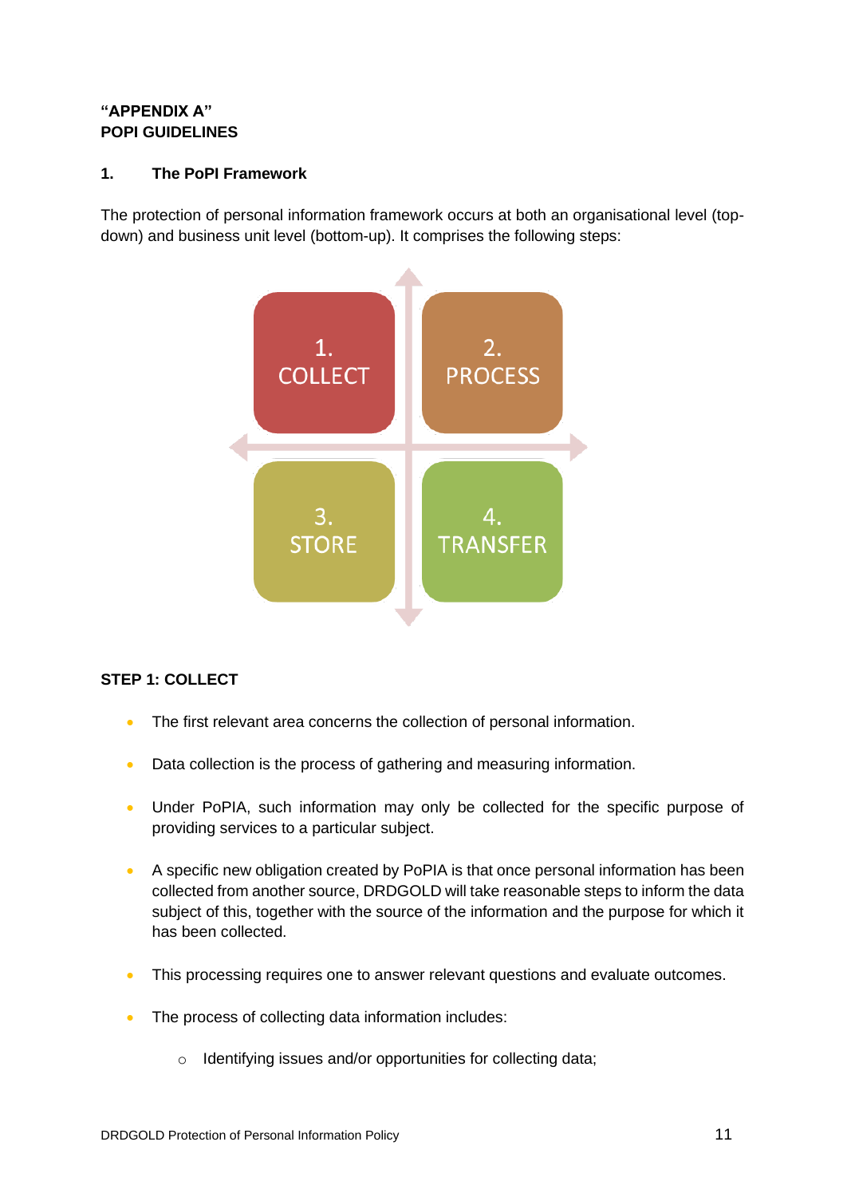**"APPENDIX A"**
**POPI GUIDELINES**

## 1. The PoPI Framework

The protection of personal information framework occurs at both an organisational level (top-down) and business unit level (bottom-up). It comprises the following steps:

1. COLLECT
2. PROCESS
3. STORE
4. TRANSFER

### STEP 1: COLLECT

- The first relevant area concerns the collection of personal information.
- Data collection is the process of gathering and measuring information.
- Under PoPIA, such information may only be collected for the specific purpose of providing services to a particular subject.
- A specific new obligation created by PoPIA is that once personal information has been collected from another source, DRDGOLD will take reasonable steps to inform the data subject of this, together with the source of the information and the purpose for which it has been collected.
- This processing requires one to answer relevant questions and evaluate outcomes.
- The process of collecting data information includes:
    - Identifying issues and/or opportunities for collecting data;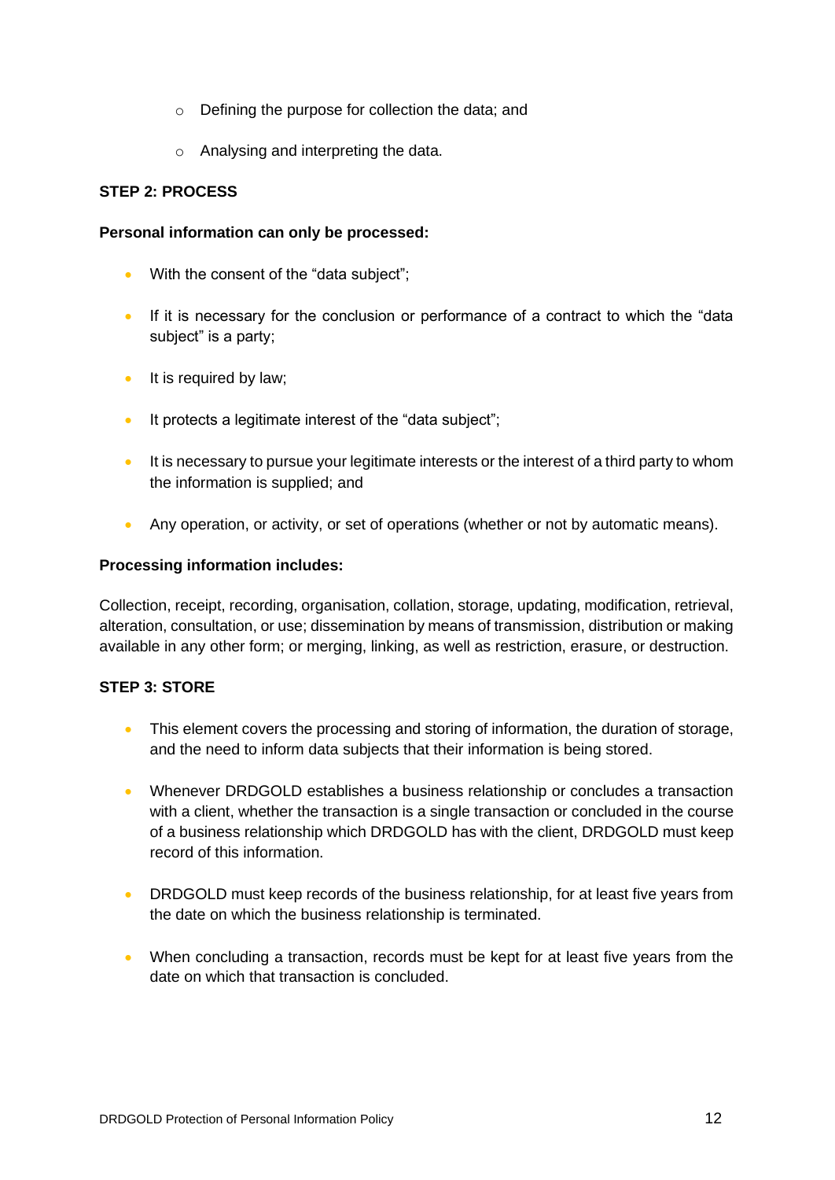- Defining the purpose for collection the data; and
  - Analysing and interpreting the data.

**STEP 2: PROCESS**

**Personal information can only be processed:**

- With the consent of the "data subject";
- If it is necessary for the conclusion or performance of a contract to which the "data subject" is a party;
- It is required by law;
- It protects a legitimate interest of the "data subject";
- It is necessary to pursue your legitimate interests or the interest of a third party to whom the information is supplied; and
- Any operation, or activity, or set of operations (whether or not by automatic means).

**Processing information includes:**

Collection, receipt, recording, organisation, collation, storage, updating, modification, retrieval, alteration, consultation, or use; dissemination by means of transmission, distribution or making available in any other form; or merging, linking, as well as restriction, erasure, or destruction.

**STEP 3: STORE**

- This element covers the processing and storing of information, the duration of storage, and the need to inform data subjects that their information is being stored.
- Whenever DRDGOLD establishes a business relationship or concludes a transaction with a client, whether the transaction is a single transaction or concluded in the course of a business relationship which DRDGOLD has with the client, DRDGOLD must keep record of this information.
- DRDGOLD must keep records of the business relationship, for at least five years from the date on which the business relationship is terminated.
- When concluding a transaction, records must be kept for at least five years from the date on which that transaction is concluded.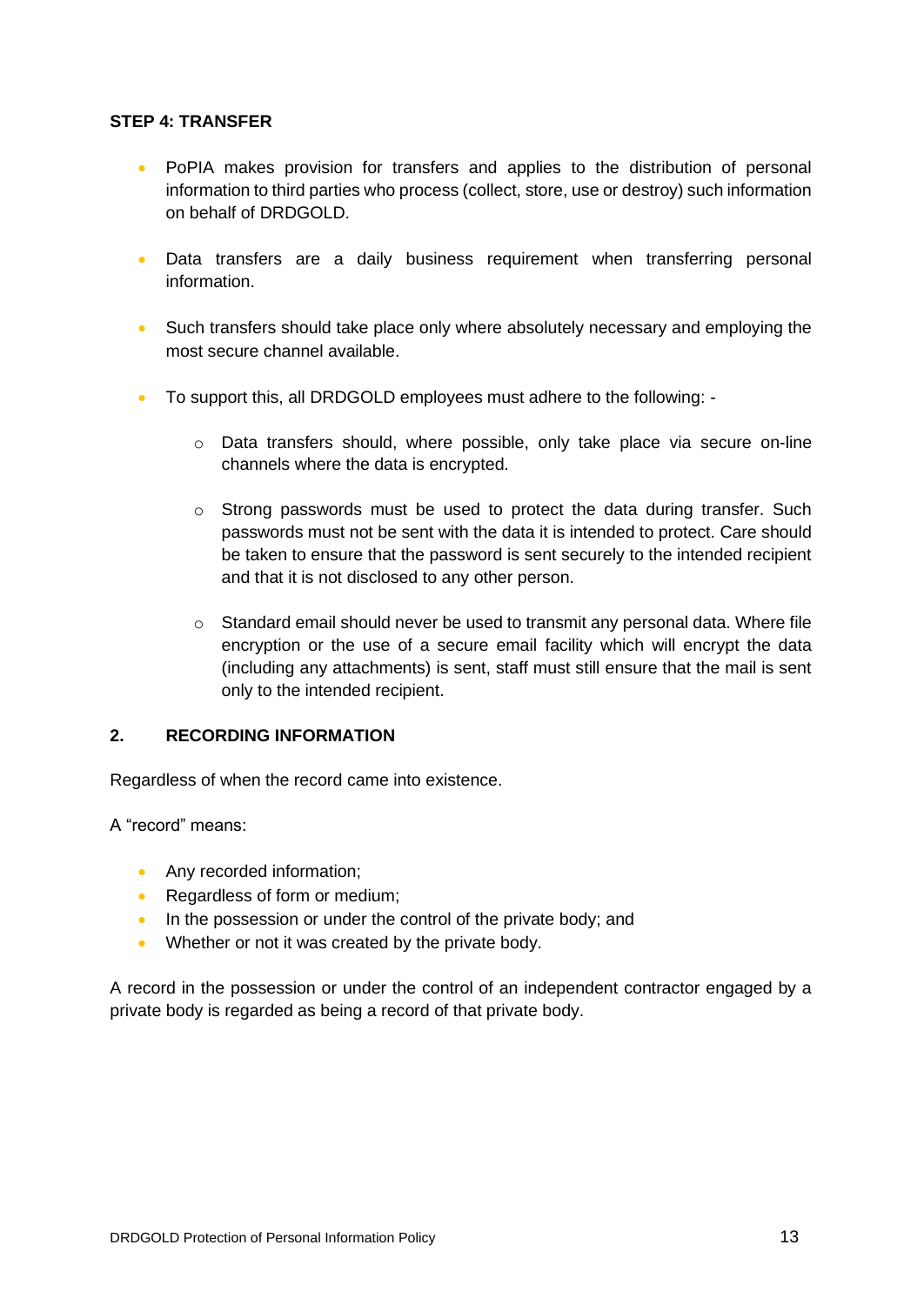**STEP 4: TRANSFER**

- PoPIA makes provision for transfers and applies to the distribution of personal information to third parties who process (collect, store, use or destroy) such information on behalf of DRDGOLD.
- Data transfers are a daily business requirement when transferring personal information.
- Such transfers should take place only where absolutely necessary and employing the most secure channel available.
- To support this, all DRDGOLD employees must adhere to the following: -
  - Data transfers should, where possible, only take place via secure on-line channels where the data is encrypted.
  - Strong passwords must be used to protect the data during transfer. Such passwords must not be sent with the data it is intended to protect. Care should be taken to ensure that the password is sent securely to the intended recipient and that it is not disclosed to any other person.
  - Standard email should never be used to transmit any personal data. Where file encryption or the use of a secure email facility which will encrypt the data (including any attachments) is sent, staff must still ensure that the mail is sent only to the intended recipient.

## 2. RECORDING INFORMATION

Regardless of when the record came into existence.

A "record" means:

- Any recorded information;
- Regardless of form or medium;
- In the possession or under the control of the private body; and
- Whether or not it was created by the private body.

A record in the possession or under the control of an independent contractor engaged by a private body is regarded as being a record of that private body.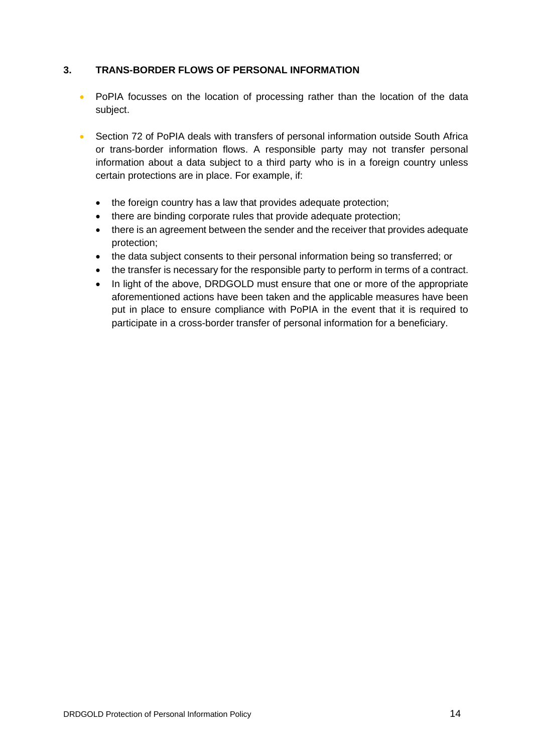## 3. TRANS-BORDER FLOWS OF PERSONAL INFORMATION

- PoPIA focusses on the location of processing rather than the location of the data subject.
- Section 72 of PoPIA deals with transfers of personal information outside South Africa or trans-border information flows. A responsible party may not transfer personal information about a data subject to a third party who is in a foreign country unless certain protections are in place. For example, if:
  - the foreign country has a law that provides adequate protection;
  - there are binding corporate rules that provide adequate protection;
  - there is an agreement between the sender and the receiver that provides adequate protection;
  - the data subject consents to their personal information being so transferred; or
  - the transfer is necessary for the responsible party to perform in terms of a contract.
  - In light of the above, DRDGOLD must ensure that one or more of the appropriate aforementioned actions have been taken and the applicable measures have been put in place to ensure compliance with PoPIA in the event that it is required to participate in a cross-border transfer of personal information for a beneficiary.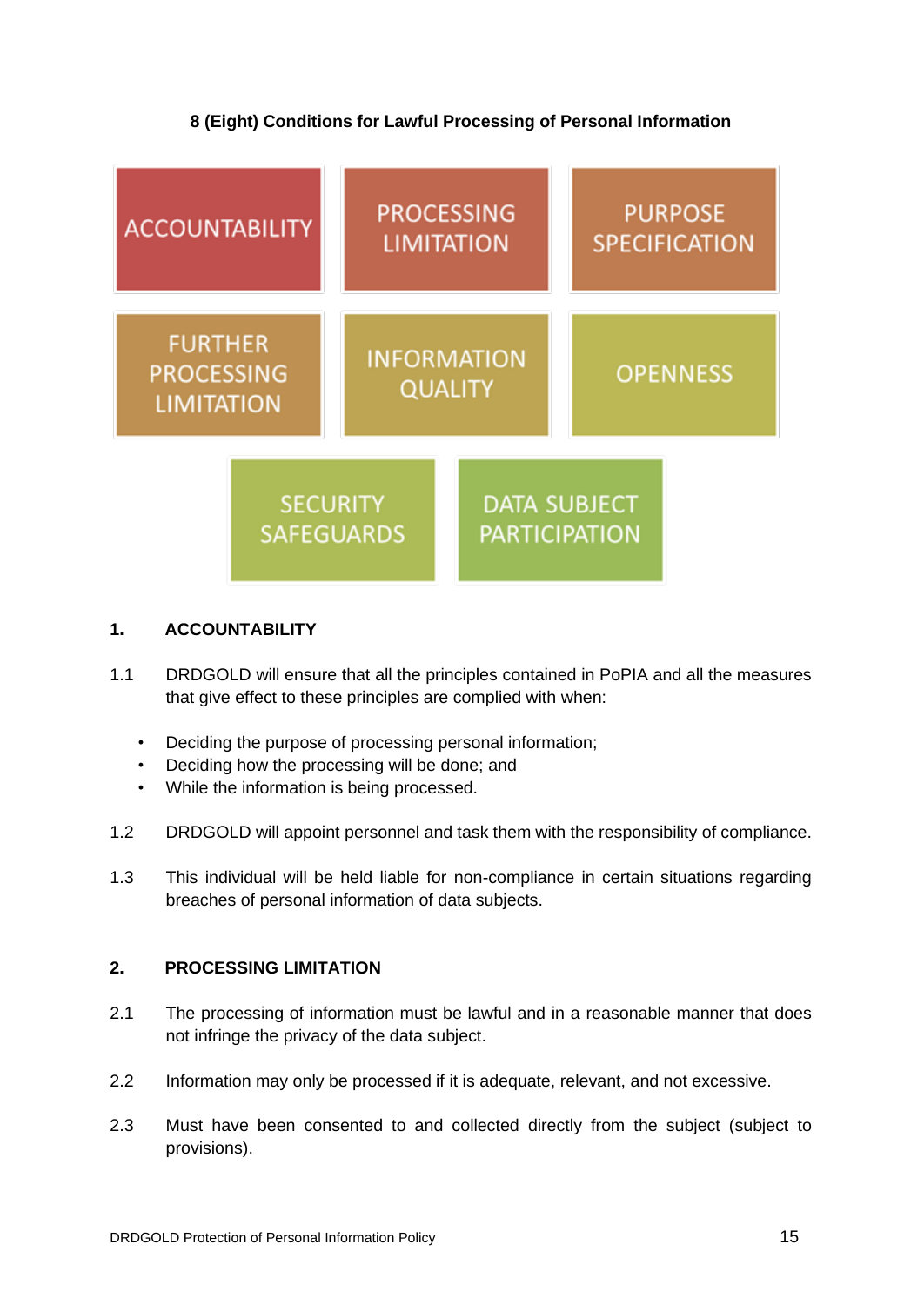**8 (Eight) Conditions for Lawful Processing of Personal Information**

| | | |
|---|---|---|
| ACCOUNTABILITY | PROCESSING LIMITATION | PURPOSE SPECIFICATION |
| FURTHER PROCESSING LIMITATION | INFORMATION QUALITY | OPENNESS |
| SECURITY SAFEGUARDS | DATA SUBJECT PARTICIPATION | |

## 1. ACCOUNTABILITY

1.1 DRDGOLD will ensure that all the principles contained in PoPIA and all the measures that give effect to these principles are complied with when:

- Deciding the purpose of processing personal information;
- Deciding how the processing will be done; and
- While the information is being processed.

1.2 DRDGOLD will appoint personnel and task them with the responsibility of compliance.

1.3 This individual will be held liable for non-compliance in certain situations regarding breaches of personal information of data subjects.

## 2. PROCESSING LIMITATION

2.1 The processing of information must be lawful and in a reasonable manner that does not infringe the privacy of the data subject.

2.2 Information may only be processed if it is adequate, relevant, and not excessive.

2.3 Must have been consented to and collected directly from the subject (subject to provisions).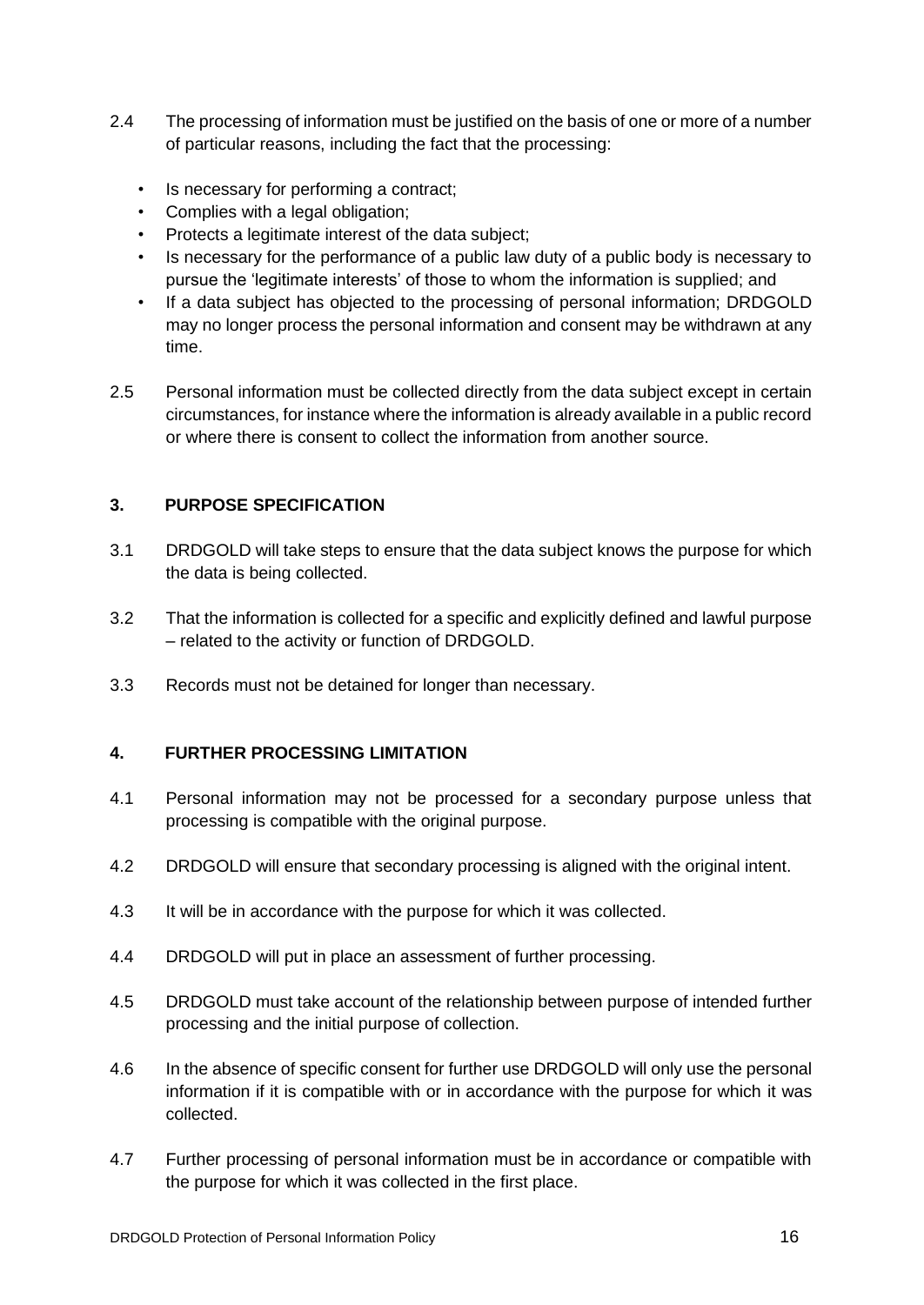2.4 The processing of information must be justified on the basis of one or more of a number of particular reasons, including the fact that the processing:

- Is necessary for performing a contract;
- Complies with a legal obligation;
- Protects a legitimate interest of the data subject;
- Is necessary for the performance of a public law duty of a public body is necessary to pursue the 'legitimate interests' of those to whom the information is supplied; and
- If a data subject has objected to the processing of personal information; DRDGOLD may no longer process the personal information and consent may be withdrawn at any time.

2.5 Personal information must be collected directly from the data subject except in certain circumstances, for instance where the information is already available in a public record or where there is consent to collect the information from another source.

## 3. PURPOSE SPECIFICATION

3.1 DRDGOLD will take steps to ensure that the data subject knows the purpose for which the data is being collected.

3.2 That the information is collected for a specific and explicitly defined and lawful purpose – related to the activity or function of DRDGOLD.

3.3 Records must not be detained for longer than necessary.

## 4. FURTHER PROCESSING LIMITATION

4.1 Personal information may not be processed for a secondary purpose unless that processing is compatible with the original purpose.

4.2 DRDGOLD will ensure that secondary processing is aligned with the original intent.

4.3 It will be in accordance with the purpose for which it was collected.

4.4 DRDGOLD will put in place an assessment of further processing.

4.5 DRDGOLD must take account of the relationship between purpose of intended further processing and the initial purpose of collection.

4.6 In the absence of specific consent for further use DRDGOLD will only use the personal information if it is compatible with or in accordance with the purpose for which it was collected.

4.7 Further processing of personal information must be in accordance or compatible with the purpose for which it was collected in the first place.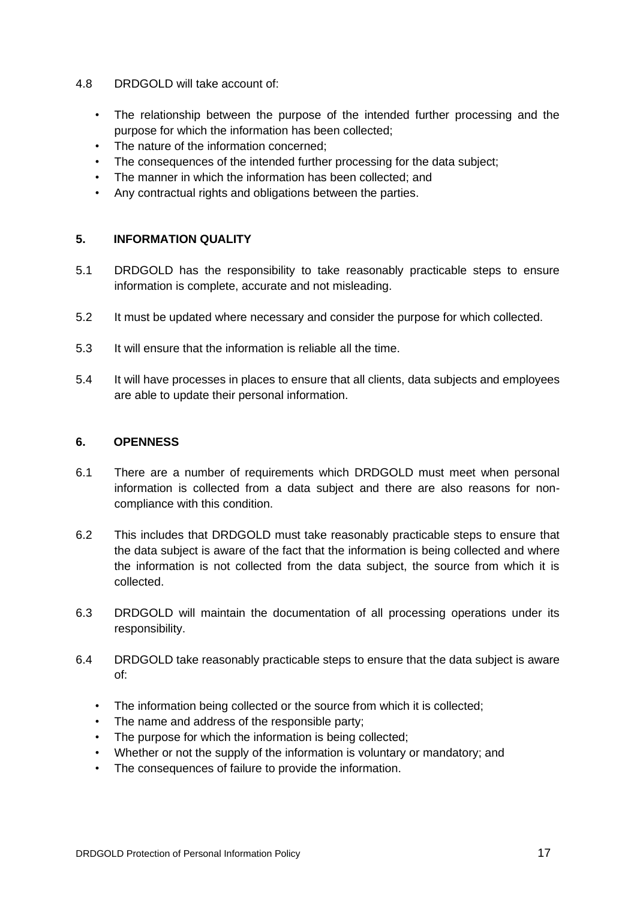4.8 DRDGOLD will take account of:

- The relationship between the purpose of the intended further processing and the purpose for which the information has been collected;
- The nature of the information concerned;
- The consequences of the intended further processing for the data subject;
- The manner in which the information has been collected; and
- Any contractual rights and obligations between the parties.

## 5. INFORMATION QUALITY

5.1 DRDGOLD has the responsibility to take reasonably practicable steps to ensure information is complete, accurate and not misleading.

5.2 It must be updated where necessary and consider the purpose for which collected.

5.3 It will ensure that the information is reliable all the time.

5.4 It will have processes in places to ensure that all clients, data subjects and employees are able to update their personal information.

## 6. OPENNESS

6.1 There are a number of requirements which DRDGOLD must meet when personal information is collected from a data subject and there are also reasons for non-compliance with this condition.

6.2 This includes that DRDGOLD must take reasonably practicable steps to ensure that the data subject is aware of the fact that the information is being collected and where the information is not collected from the data subject, the source from which it is collected.

6.3 DRDGOLD will maintain the documentation of all processing operations under its responsibility.

6.4 DRDGOLD take reasonably practicable steps to ensure that the data subject is aware of:

- The information being collected or the source from which it is collected;
- The name and address of the responsible party;
- The purpose for which the information is being collected;
- Whether or not the supply of the information is voluntary or mandatory; and
- The consequences of failure to provide the information.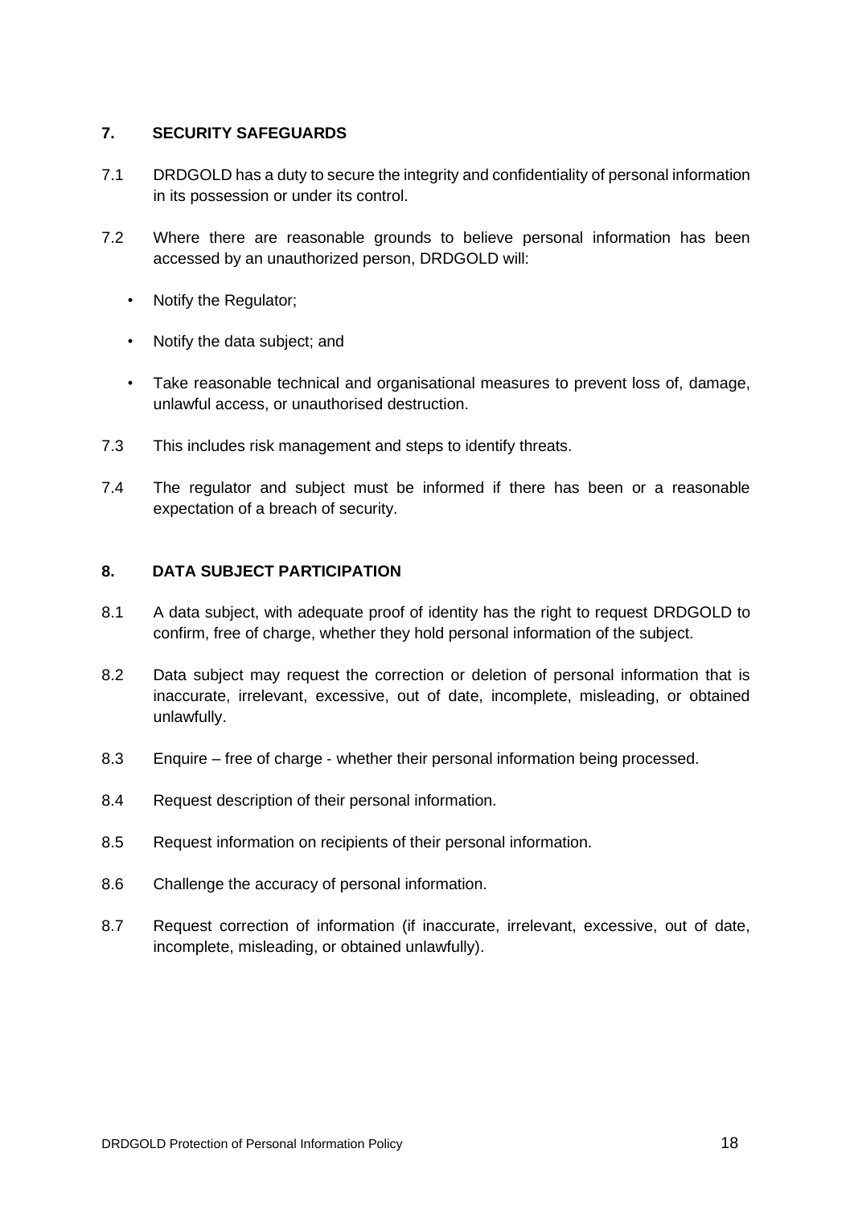## 7. SECURITY SAFEGUARDS

7.1 DRDGOLD has a duty to secure the integrity and confidentiality of personal information in its possession or under its control.

7.2 Where there are reasonable grounds to believe personal information has been accessed by an unauthorized person, DRDGOLD will:

- Notify the Regulator;
- Notify the data subject; and
- Take reasonable technical and organisational measures to prevent loss of, damage, unlawful access, or unauthorised destruction.

7.3 This includes risk management and steps to identify threats.

7.4 The regulator and subject must be informed if there has been or a reasonable expectation of a breach of security.

## 8. DATA SUBJECT PARTICIPATION

8.1 A data subject, with adequate proof of identity has the right to request DRDGOLD to confirm, free of charge, whether they hold personal information of the subject.

8.2 Data subject may request the correction or deletion of personal information that is inaccurate, irrelevant, excessive, out of date, incomplete, misleading, or obtained unlawfully.

8.3 Enquire – free of charge - whether their personal information being processed.

8.4 Request description of their personal information.

8.5 Request information on recipients of their personal information.

8.6 Challenge the accuracy of personal information.

8.7 Request correction of information (if inaccurate, irrelevant, excessive, out of date, incomplete, misleading, or obtained unlawfully).